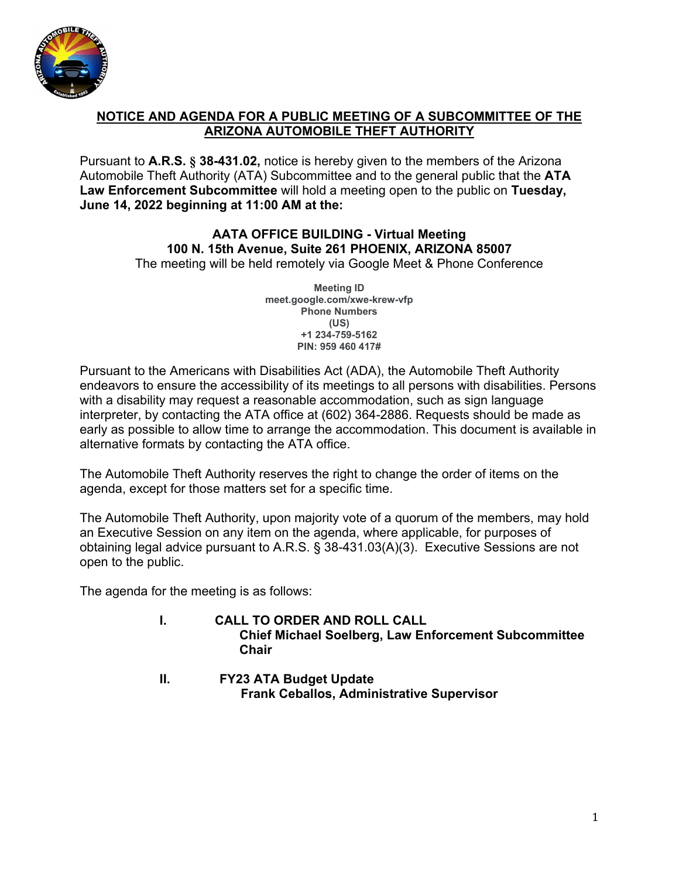# NOTICE AND AGENDA FOR A PUBLIC MEETING OF A SUBCOMMITTEE OF THE ARIZONA AUTOMOBILE THEFT AUTHORITY

Pursuant to **A.R.S. § 38-431.02,** notice is hereby given to the members of the Arizona Automobile Theft Authority (ATA) Subcommittee and to the general public that the **ATA Law Enforcement Subcommittee** will hold a meeting open to the public on **Tuesday, June 14, 2022 beginning at 11:00 AM at the:**

**AATA OFFICE BUILDING - Virtual Meeting**
**100 N. 15th Avenue, Suite 261 PHOENIX, ARIZONA 85007**
The meeting will be held remotely via Google Meet & Phone Conference

**Meeting ID**
**meet.google.com/xwe-krew-vfp**
**Phone Numbers**
**(US)**
**+1 234-759-5162**
**PIN: 959 460 417#**

Pursuant to the Americans with Disabilities Act (ADA), the Automobile Theft Authority endeavors to ensure the accessibility of its meetings to all persons with disabilities. Persons with a disability may request a reasonable accommodation, such as sign language interpreter, by contacting the ATA office at (602) 364-2886. Requests should be made as early as possible to allow time to arrange the accommodation. This document is available in alternative formats by contacting the ATA office.

The Automobile Theft Authority reserves the right to change the order of items on the agenda, except for those matters set for a specific time.

The Automobile Theft Authority, upon majority vote of a quorum of the members, may hold an Executive Session on any item on the agenda, where applicable, for purposes of obtaining legal advice pursuant to A.R.S. § 38-431.03(A)(3). Executive Sessions are not open to the public.

The agenda for the meeting is as follows:

**I. CALL TO ORDER AND ROLL CALL**
**Chief Michael Soelberg, Law Enforcement Subcommittee Chair**

**II. FY23 ATA Budget Update**
**Frank Ceballos, Administrative Supervisor**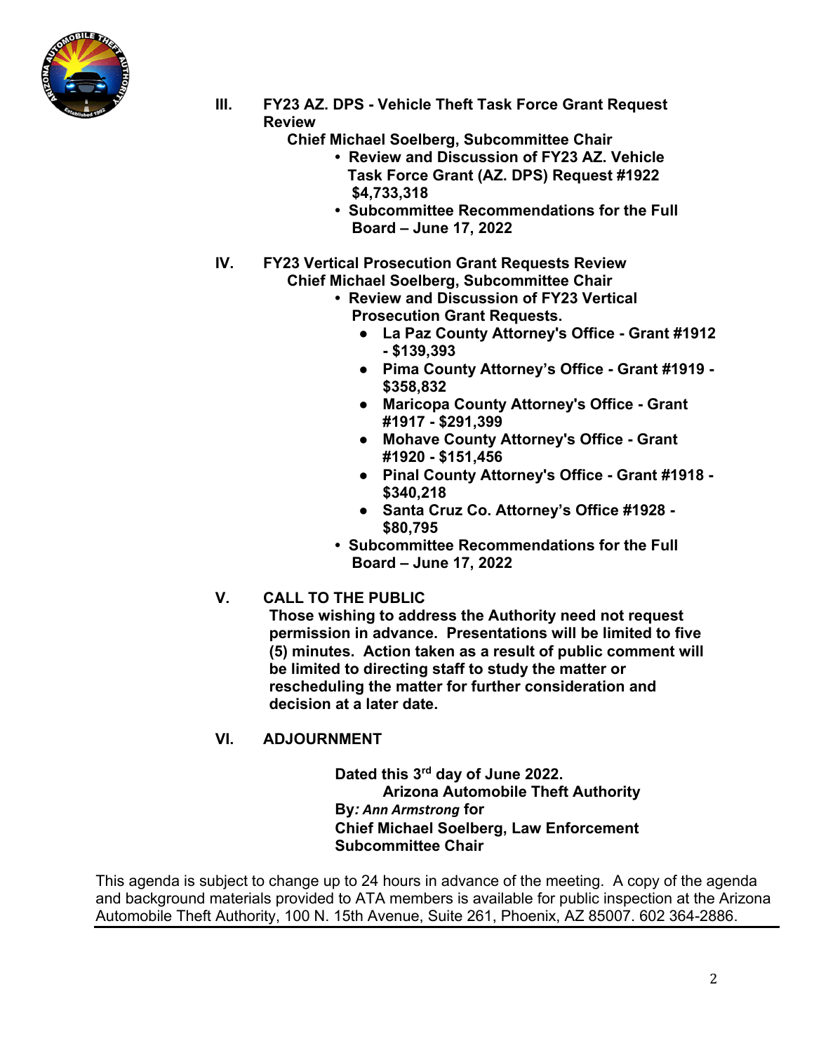**III. FY23 AZ. DPS - Vehicle Theft Task Force Grant Request Review**

**Chief Michael Soelberg, Subcommittee Chair**

- **Review and Discussion of FY23 AZ. Vehicle Task Force Grant (AZ. DPS) Request #1922 $4,733,318**
- **Subcommittee Recommendations for the Full Board – June 17, 2022**

**IV. FY23 Vertical Prosecution Grant Requests Review**

**Chief Michael Soelberg, Subcommittee Chair**

- **Review and Discussion of FY23 Vertical Prosecution Grant Requests.**
  - **La Paz County Attorney's Office - Grant #1912 - $139,393**
  - **Pima County Attorney's Office - Grant #1919 - $358,832**
  - **Maricopa County Attorney's Office - Grant #1917 - $291,399**
  - **Mohave County Attorney's Office - Grant #1920 - $151,456**
  - **Pinal County Attorney's Office - Grant #1918 - $340,218**
  - **Santa Cruz Co. Attorney's Office #1928 - $80,795**
- **Subcommittee Recommendations for the Full Board – June 17, 2022**

**V. CALL TO THE PUBLIC**

**Those wishing to address the Authority need not request permission in advance. Presentations will be limited to five (5) minutes. Action taken as a result of public comment will be limited to directing staff to study the matter or rescheduling the matter for further consideration and decision at a later date.**

**VI. ADJOURNMENT**

**Dated this 3rd day of June 2022.**
**Arizona Automobile Theft Authority**
**By*: Ann Armstrong* for**
**Chief Michael Soelberg, Law Enforcement Subcommittee Chair**

This agenda is subject to change up to 24 hours in advance of the meeting. A copy of the agenda and background materials provided to ATA members is available for public inspection at the Arizona Automobile Theft Authority, 100 N. 15th Avenue, Suite 261, Phoenix, AZ 85007. 602 364-2886.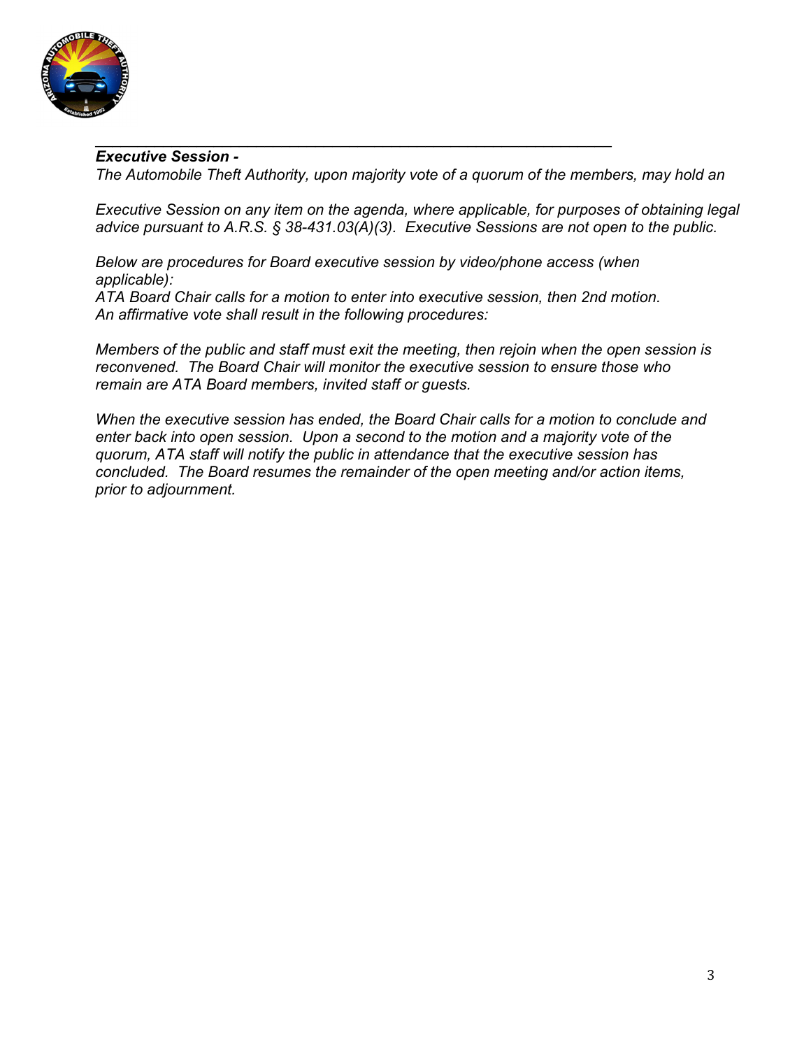***Executive Session -***

*The Automobile Theft Authority, upon majority vote of a quorum of the members, may hold an*

*Executive Session on any item on the agenda, where applicable, for purposes of obtaining legal advice pursuant to A.R.S. § 38-431.03(A)(3). Executive Sessions are not open to the public.*

*Below are procedures for Board executive session by video/phone access (when applicable):*
*ATA Board Chair calls for a motion to enter into executive session, then 2nd motion.*
*An affirmative vote shall result in the following procedures:*

*Members of the public and staff must exit the meeting, then rejoin when the open session is reconvened. The Board Chair will monitor the executive session to ensure those who remain are ATA Board members, invited staff or guests.*

*When the executive session has ended, the Board Chair calls for a motion to conclude and enter back into open session. Upon a second to the motion and a majority vote of the quorum, ATA staff will notify the public in attendance that the executive session has concluded. The Board resumes the remainder of the open meeting and/or action items, prior to adjournment.*